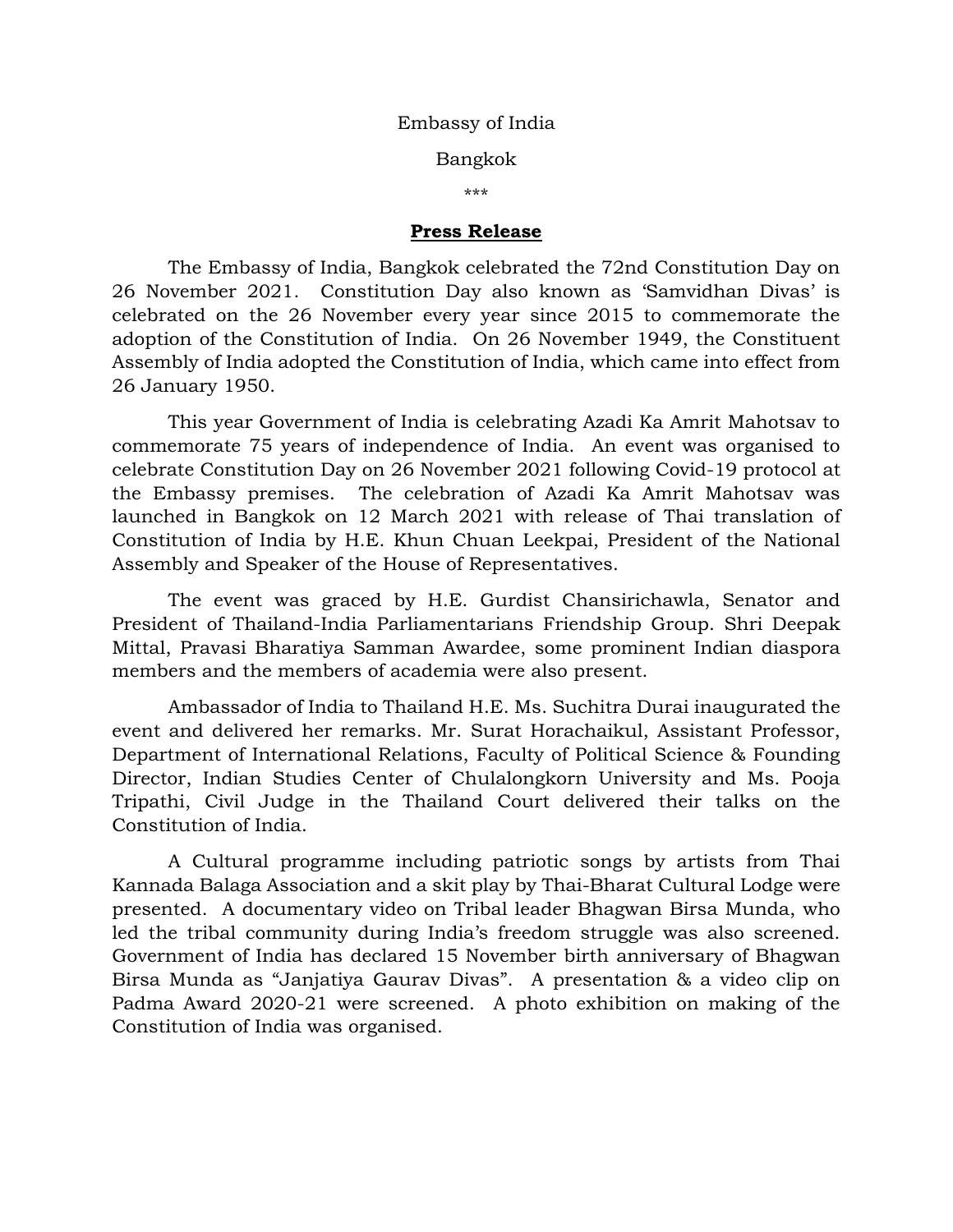Embassy of India

Bangkok

\*\*\*

## **Press Release**

The Embassy of India, Bangkok celebrated the 72nd Constitution Day on 26 November 2021. Constitution Day also known as 'Samvidhan Divas' is celebrated on the 26 November every year since 2015 to commemorate the adoption of the Constitution of India. On 26 November 1949, the Constituent Assembly of India adopted the Constitution of India, which came into effect from 26 January 1950.

This year Government of India is celebrating Azadi Ka Amrit Mahotsav to commemorate 75 years of independence of India. An event was organised to celebrate Constitution Day on 26 November 2021 following Covid-19 protocol at the Embassy premises. The celebration of Azadi Ka Amrit Mahotsav was launched in Bangkok on 12 March 2021 with release of Thai translation of Constitution of India by H.E. Khun Chuan Leekpai, President of the National Assembly and Speaker of the House of Representatives.

The event was graced by H.E. Gurdist Chansirichawla, Senator and President of Thailand-India Parliamentarians Friendship Group. Shri Deepak Mittal, Pravasi Bharatiya Samman Awardee, some prominent Indian diaspora members and the members of academia were also present.

Ambassador of India to Thailand H.E. Ms. Suchitra Durai inaugurated the event and delivered her remarks. Mr. Surat Horachaikul, Assistant Professor, Department of International Relations, Faculty of Political Science & Founding Director, Indian Studies Center of Chulalongkorn University and Ms. Pooja Tripathi, Civil Judge in the Thailand Court delivered their talks on the Constitution of India.

A Cultural programme including patriotic songs by artists from Thai Kannada Balaga Association and a skit play by Thai-Bharat Cultural Lodge were presented. A documentary video on Tribal leader Bhagwan Birsa Munda, who led the tribal community during India's freedom struggle was also screened. Government of India has declared 15 November birth anniversary of Bhagwan Birsa Munda as "Janjatiya Gaurav Divas". A presentation & a video clip on Padma Award 2020-21 were screened. A photo exhibition on making of the Constitution of India was organised.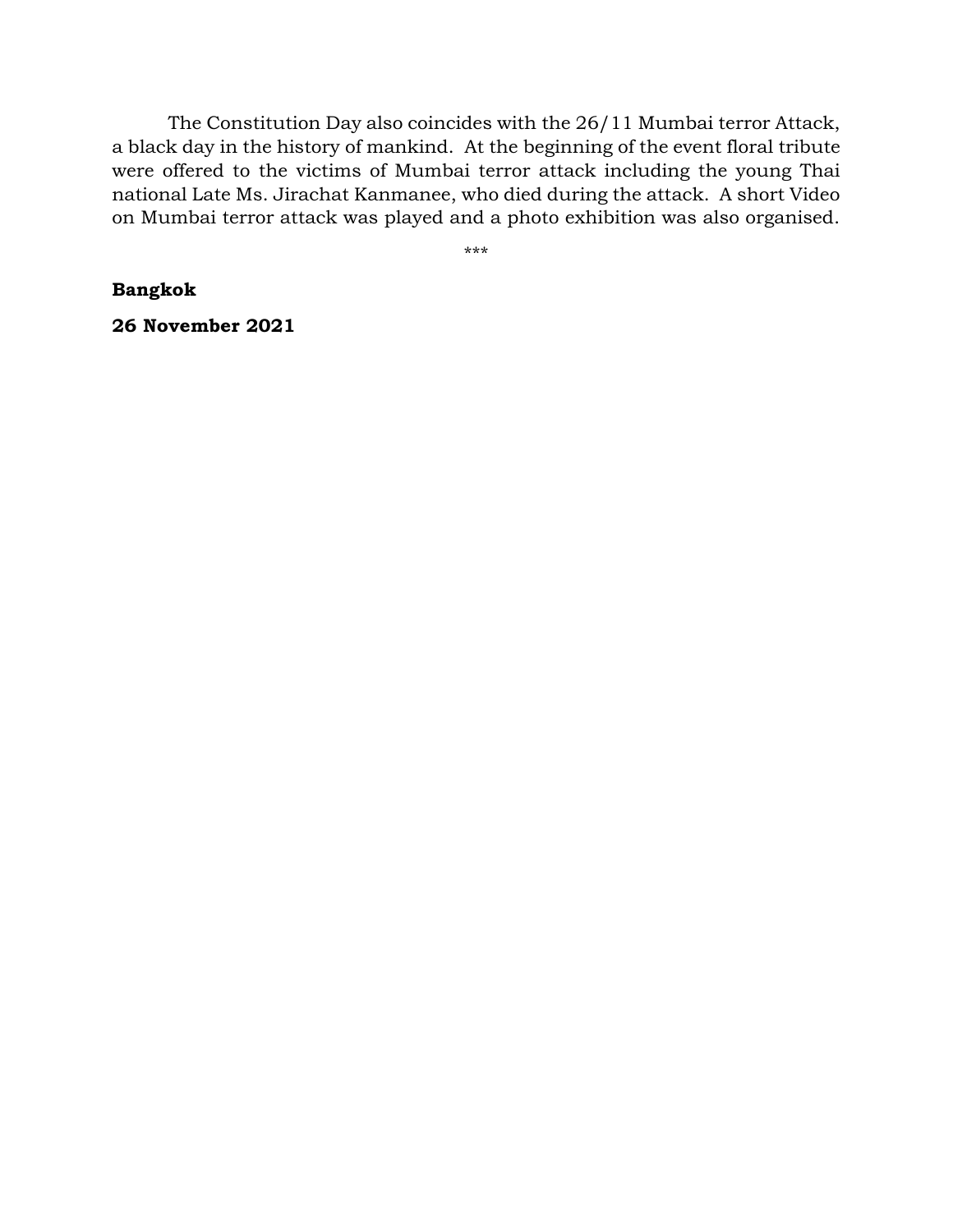The Constitution Day also coincides with the 26/11 Mumbai terror Attack, a black day in the history of mankind. At the beginning of the event floral tribute were offered to the victims of Mumbai terror attack including the young Thai national Late Ms. Jirachat Kanmanee, who died during the attack. A short Video on Mumbai terror attack was played and a photo exhibition was also organised.

***

**Bangkok**

**26 November 2021**